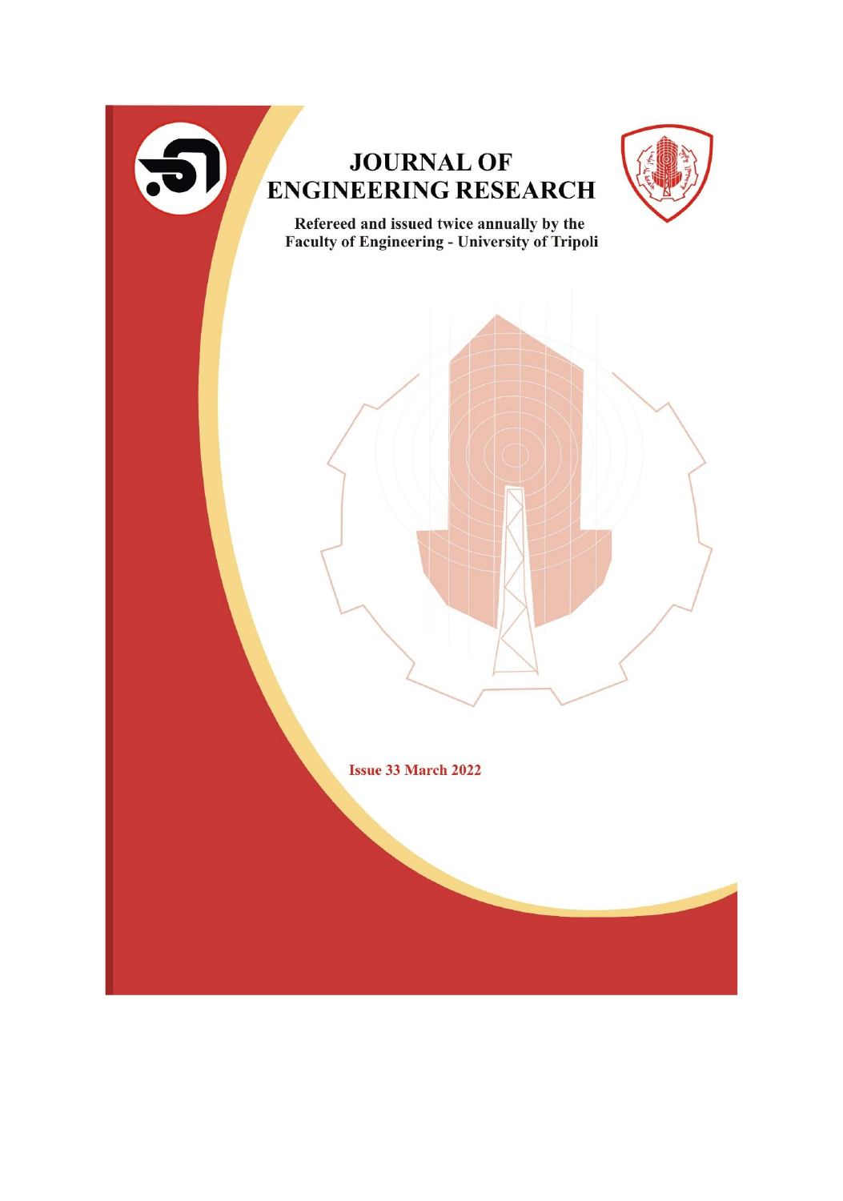# JOURNAL OF ENGINEERING RESEARCH

**Refereed and issued twice annually by the Faculty of Engineering - University of Tripoli**

**Issue 33 March 2022**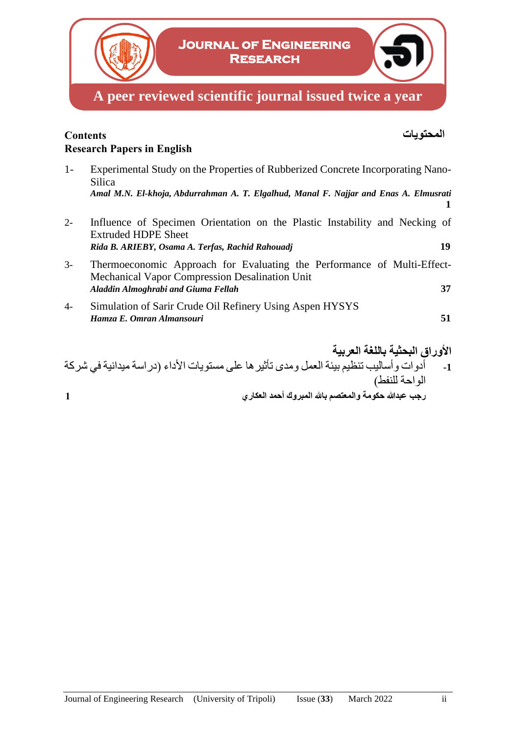# Journal of Engineering Research

**A peer reviewed scientific journal issued twice a year**

## Contents — المحتويات

### Research Papers in English

1- Experimental Study on the Properties of Rubberized Concrete Incorporating Nano-Silica
*Amal M.N. El-khoja, Abdurrahman A. T. Elgalhud, Manal F. Najjar and Enas A. Elmusrati* — **1**

2- Influence of Specimen Orientation on the Plastic Instability and Necking of Extruded HDPE Sheet
*Rida B. ARIEBY, Osama A. Terfas, Rachid Rahouadj* — **19**

3- Thermoeconomic Approach for Evaluating the Performance of Multi-Effect-Mechanical Vapor Compression Desalination Unit
*Aladdin Almoghrabi and Giuma Fellah* — **37**

4- Simulation of Sarir Crude Oil Refinery Using Aspen HYSYS
*Hamza E. Omran Almansouri* — **51**

### الأوراق البحثية باللغة العربية

1- أدوات وأساليب تنظيم بيئة العمل ومدى تأثيرها على مستويات الأداء (دراسة ميدانية في شركة الواحة للنفط)
**رجب عبدالله حكومة والمعتصم بالله المبروك أحمد العكاري** — **1**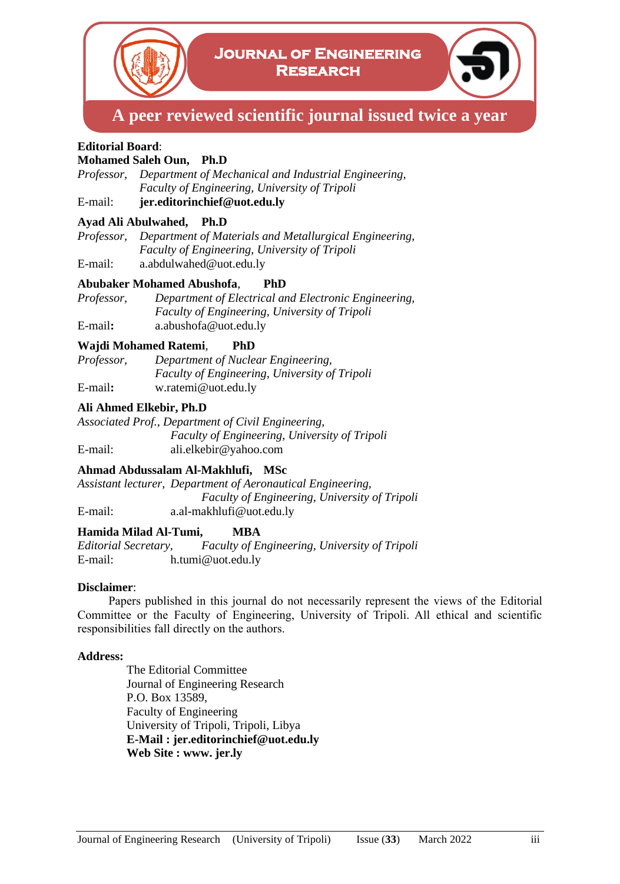# Journal of Engineering Research

**A peer reviewed scientific journal issued twice a year**

**Editorial Board**:

**Mohamed Saleh Oun, Ph.D**
*Professor, Department of Mechanical and Industrial Engineering,*
*Faculty of Engineering, University of Tripoli*
E-mail: **jer.editorinchief@uot.edu.ly**

**Ayad Ali Abulwahed, Ph.D**
*Professor, Department of Materials and Metallurgical Engineering,*
*Faculty of Engineering, University of Tripoli*
E-mail: a.abdulwahed@uot.edu.ly

**Abubaker Mohamed Abushofa**, **PhD**
*Professor, Department of Electrical and Electronic Engineering,*
*Faculty of Engineering, University of Tripoli*
E-mail**:** a.abushofa@uot.edu.ly

**Wajdi Mohamed Ratemi**, **PhD**
*Professor, Department of Nuclear Engineering,*
*Faculty of Engineering, University of Tripoli*
E-mail**:** w.ratemi@uot.edu.ly

**Ali Ahmed Elkebir, Ph.D**
*Associated Prof., Department of Civil Engineering,*
*Faculty of Engineering, University of Tripoli*
E-mail: ali.elkebir@yahoo.com

**Ahmad Abdussalam Al-Makhlufi, MSc**
*Assistant lecturer, Department of Aeronautical Engineering,*
*Faculty of Engineering, University of Tripoli*
E-mail: a.al-makhlufi@uot.edu.ly

**Hamida Milad Al-Tumi, MBA**
*Editorial Secretary, Faculty of Engineering, University of Tripoli*
E-mail: h.tumi@uot.edu.ly

**Disclaimer**:

Papers published in this journal do not necessarily represent the views of the Editorial Committee or the Faculty of Engineering, University of Tripoli. All ethical and scientific responsibilities fall directly on the authors.

**Address:**

The Editorial Committee
Journal of Engineering Research
P.O. Box 13589,
Faculty of Engineering
University of Tripoli, Tripoli, Libya
**E-Mail : jer.editorinchief@uot.edu.ly**
**Web Site : www. jer.ly**